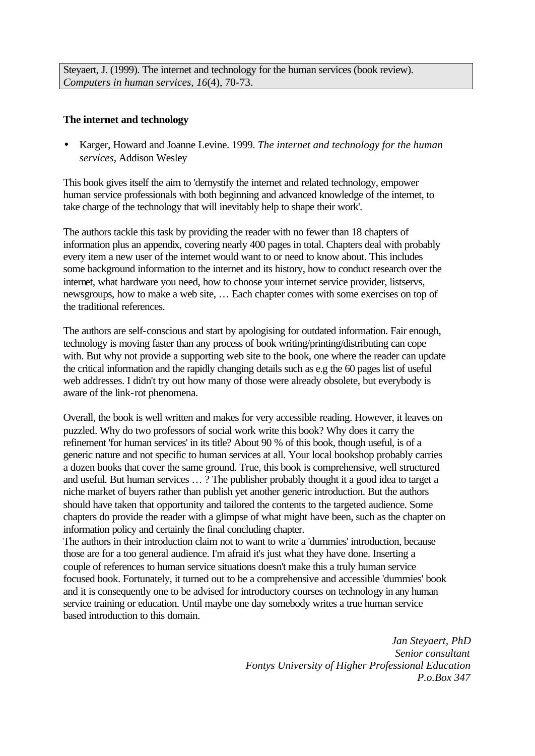Steyaert, J. (1999). The internet and technology for the human services (book review). *Computers in human services, 16*(4), 70-73.

**The internet and technology**

- Karger, Howard and Joanne Levine. 1999. *The internet and technology for the human services*, Addison Wesley

This book gives itself the aim to 'demystify the internet and related technology, empower human service professionals with both beginning and advanced knowledge of the internet, to take charge of the technology that will inevitably help to shape their work'.

The authors tackle this task by providing the reader with no fewer than 18 chapters of information plus an appendix, covering nearly 400 pages in total. Chapters deal with probably every item a new user of the internet would want to or need to know about. This includes some background information to the internet and its history, how to conduct research over the internet, what hardware you need, how to choose your internet service provider, listservs, newsgroups, how to make a web site, … Each chapter comes with some exercises on top of the traditional references.

The authors are self-conscious and start by apologising for outdated information. Fair enough, technology is moving faster than any process of book writing/printing/distributing can cope with. But why not provide a supporting web site to the book, one where the reader can update the critical information and the rapidly changing details such as e.g the 60 pages list of useful web addresses. I didn't try out how many of those were already obsolete, but everybody is aware of the link-rot phenomena.

Overall, the book is well written and makes for very accessible reading. However, it leaves on puzzled. Why do two professors of social work write this book? Why does it carry the refinement 'for human services' in its title? About 90 % of this book, though useful, is of a generic nature and not specific to human services at all. Your local bookshop probably carries a dozen books that cover the same ground. True, this book is comprehensive, well structured and useful. But human services … ? The publisher probably thought it a good idea to target a niche market of buyers rather than publish yet another generic introduction. But the authors should have taken that opportunity and tailored the contents to the targeted audience. Some chapters do provide the reader with a glimpse of what might have been, such as the chapter on information policy and certainly the final concluding chapter.
The authors in their introduction claim not to want to write a 'dummies' introduction, because those are for a too general audience. I'm afraid it's just what they have done. Inserting a couple of references to human service situations doesn't make this a truly human service focused book. Fortunately, it turned out to be a comprehensive and accessible 'dummies' book and it is consequently one to be advised for introductory courses on technology in any human service training or education. Until maybe one day somebody writes a true human service based introduction to this domain.

*Jan Steyaert, PhD*
*Senior consultant*
*Fontys University of Higher Professional Education*
*P.o.Box 347*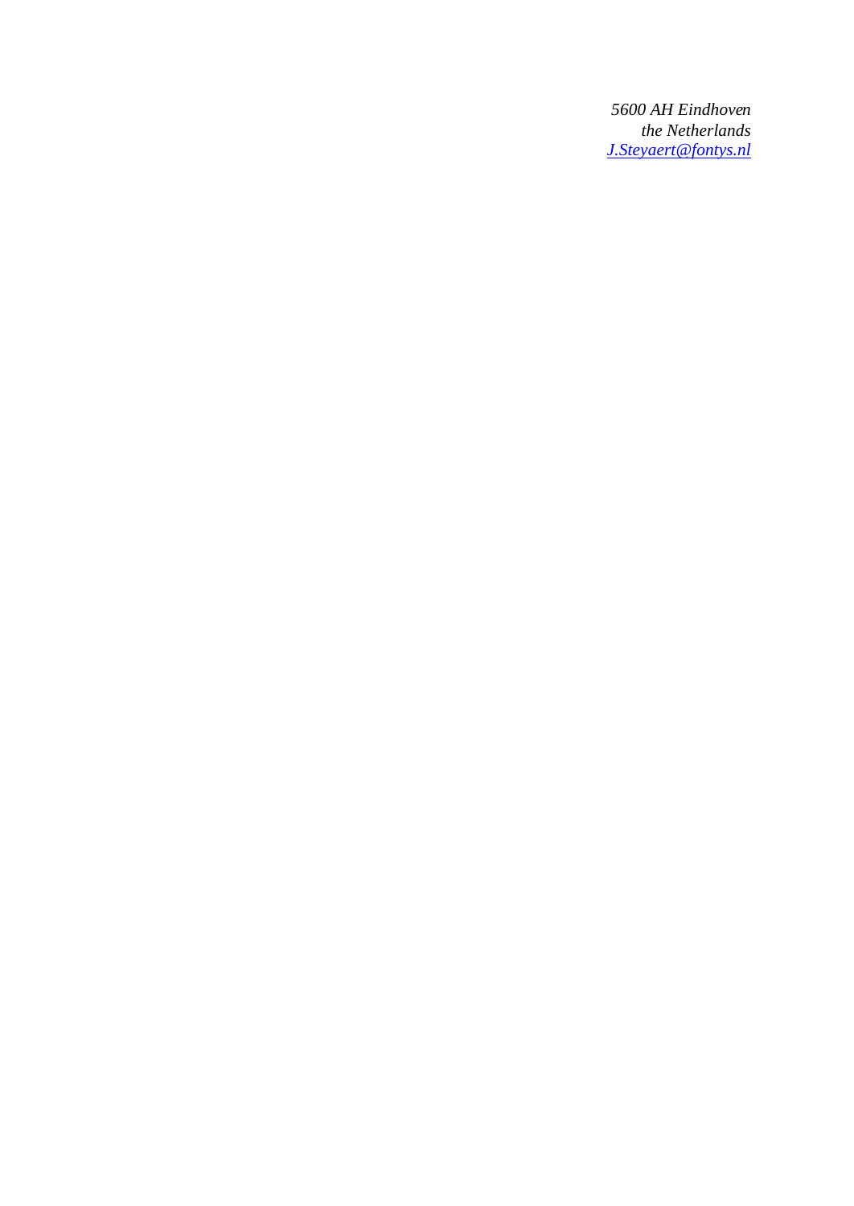*5600 AH Eindhoven*
*the Netherlands*
*J.Steyaert@fontys.nl*